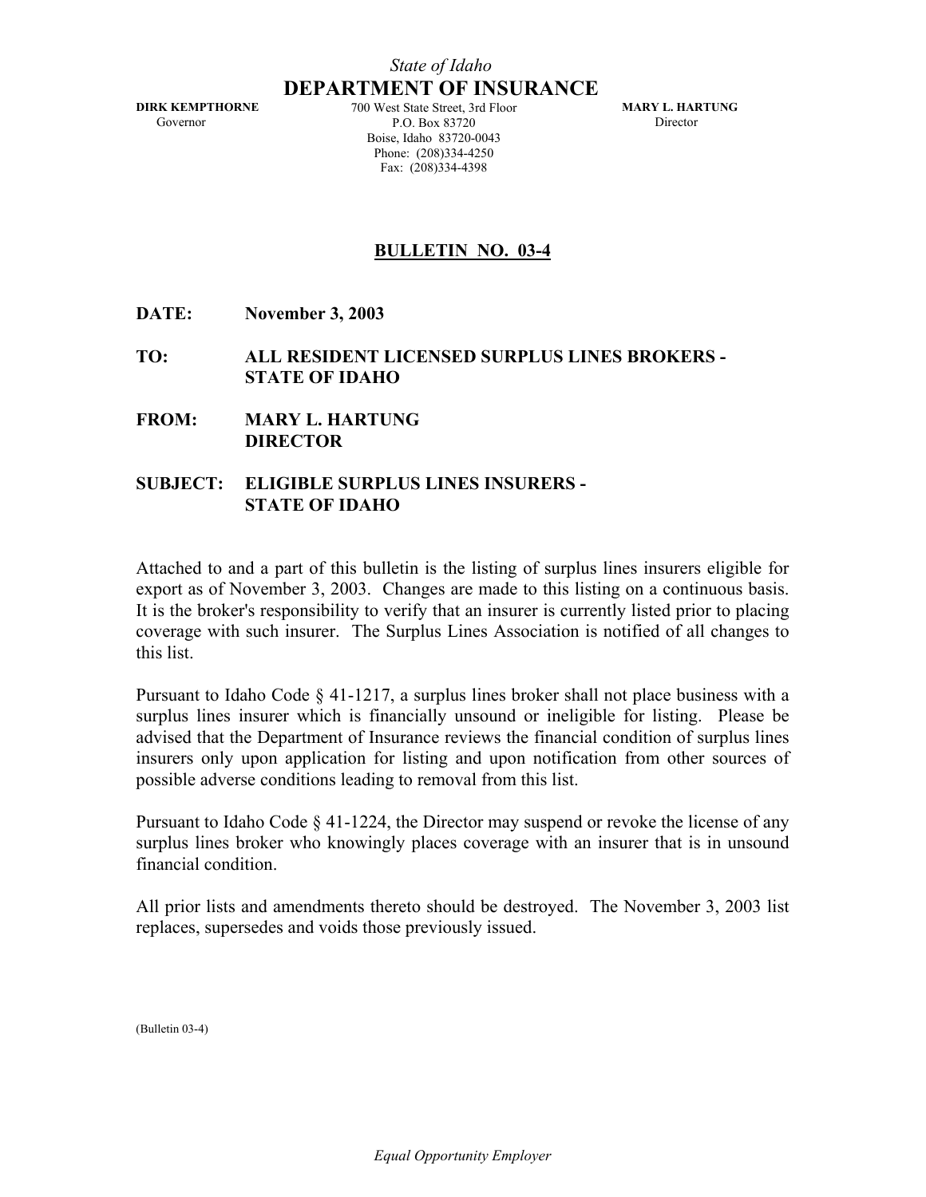*State of Idaho*

# DEPARTMENT OF INSURANCE

**DIRK KEMPTHORNE**
Governor

700 West State Street, 3rd Floor
P.O. Box 83720
Boise, Idaho 83720-0043
Phone: (208)334-4250
Fax: (208)334-4398

**MARY L. HARTUNG**
Director

## BULLETIN NO. 03-4

**DATE:** **November 3, 2003**

**TO:** **ALL RESIDENT LICENSED SURPLUS LINES BROKERS - STATE OF IDAHO**

**FROM:** **MARY L. HARTUNG DIRECTOR**

**SUBJECT:** **ELIGIBLE SURPLUS LINES INSURERS - STATE OF IDAHO**

Attached to and a part of this bulletin is the listing of surplus lines insurers eligible for export as of November 3, 2003. Changes are made to this listing on a continuous basis. It is the broker's responsibility to verify that an insurer is currently listed prior to placing coverage with such insurer. The Surplus Lines Association is notified of all changes to this list.

Pursuant to Idaho Code § 41-1217, a surplus lines broker shall not place business with a surplus lines insurer which is financially unsound or ineligible for listing. Please be advised that the Department of Insurance reviews the financial condition of surplus lines insurers only upon application for listing and upon notification from other sources of possible adverse conditions leading to removal from this list.

Pursuant to Idaho Code § 41-1224, the Director may suspend or revoke the license of any surplus lines broker who knowingly places coverage with an insurer that is in unsound financial condition.

All prior lists and amendments thereto should be destroyed. The November 3, 2003 list replaces, supersedes and voids those previously issued.

(Bulletin 03-4)

*Equal Opportunity Employer*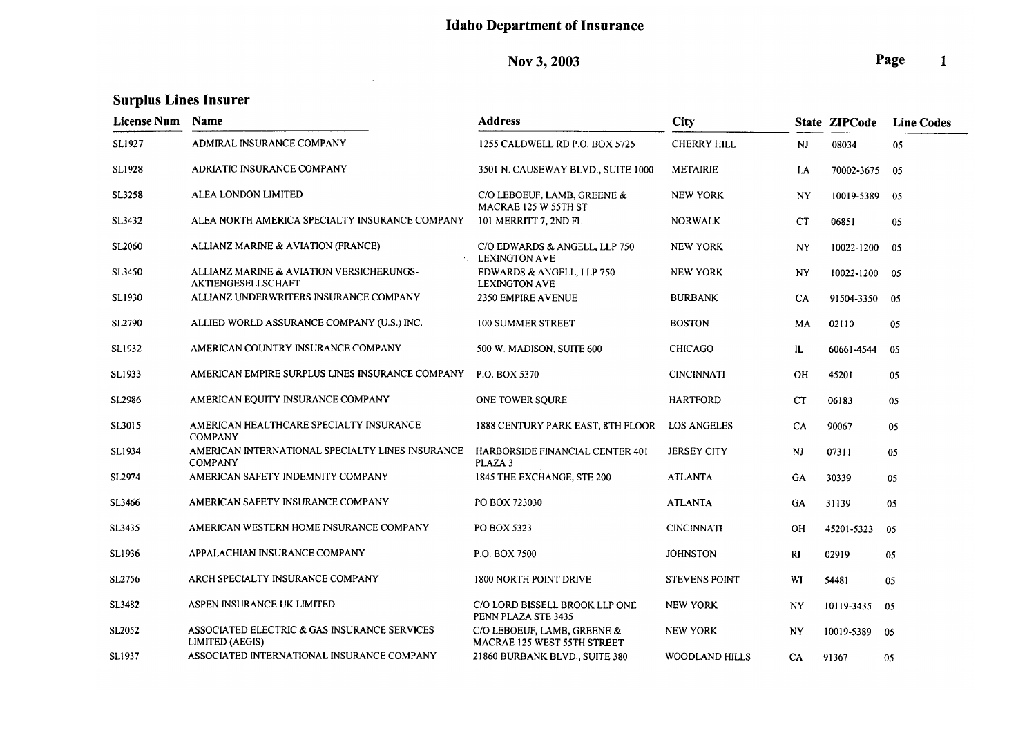# Idaho Department of Insurance

**Nov 3, 2003**

## Surplus Lines Insurer

| License Num | Name | Address | City | State | ZIPCode | Line Codes |
|---|---|---|---|---|---|---|
| SL1927 | ADMIRAL INSURANCE COMPANY | 1255 CALDWELL RD P.O. BOX 5725 | CHERRY HILL | NJ | 08034 | 05 |
| SL1928 | ADRIATIC INSURANCE COMPANY | 3501 N. CAUSEWAY BLVD., SUITE 1000 | METAIRIE | LA | 70002-3675 | 05 |
| SL3258 | ALEA LONDON LIMITED | C/O LEBOEUF, LAMB, GREENE & MACRAE 125 W 55TH ST | NEW YORK | NY | 10019-5389 | 05 |
| SL3432 | ALEA NORTH AMERICA SPECIALTY INSURANCE COMPANY | 101 MERRITT 7, 2ND FL | NORWALK | CT | 06851 | 05 |
| SL2060 | ALLIANZ MARINE & AVIATION (FRANCE) | C/O EDWARDS & ANGELL, LLP 750 LEXINGTON AVE | NEW YORK | NY | 10022-1200 | 05 |
| SL3450 | ALLIANZ MARINE & AVIATION VERSICHERUNGS-AKTIENGESELLSCHAFT | EDWARDS & ANGELL, LLP 750 LEXINGTON AVE | NEW YORK | NY | 10022-1200 | 05 |
| SL1930 | ALLIANZ UNDERWRITERS INSURANCE COMPANY | 2350 EMPIRE AVENUE | BURBANK | CA | 91504-3350 | 05 |
| SL2790 | ALLIED WORLD ASSURANCE COMPANY (U.S.) INC. | 100 SUMMER STREET | BOSTON | MA | 02110 | 05 |
| SL1932 | AMERICAN COUNTRY INSURANCE COMPANY | 500 W. MADISON, SUITE 600 | CHICAGO | IL | 60661-4544 | 05 |
| SL1933 | AMERICAN EMPIRE SURPLUS LINES INSURANCE COMPANY | P.O. BOX 5370 | CINCINNATI | OH | 45201 | 05 |
| SL2986 | AMERICAN EQUITY INSURANCE COMPANY | ONE TOWER SQURE | HARTFORD | CT | 06183 | 05 |
| SL3015 | AMERICAN HEALTHCARE SPECIALTY INSURANCE COMPANY | 1888 CENTURY PARK EAST, 8TH FLOOR | LOS ANGELES | CA | 90067 | 05 |
| SL1934 | AMERICAN INTERNATIONAL SPECIALTY LINES INSURANCE COMPANY | HARBORSIDE FINANCIAL CENTER 401 PLAZA 3 | JERSEY CITY | NJ | 07311 | 05 |
| SL2974 | AMERICAN SAFETY INDEMNITY COMPANY | 1845 THE EXCHANGE, STE 200 | ATLANTA | GA | 30339 | 05 |
| SL3466 | AMERICAN SAFETY INSURANCE COMPANY | PO BOX 723030 | ATLANTA | GA | 31139 | 05 |
| SL3435 | AMERICAN WESTERN HOME INSURANCE COMPANY | PO BOX 5323 | CINCINNATI | OH | 45201-5323 | 05 |
| SL1936 | APPALACHIAN INSURANCE COMPANY | P.O. BOX 7500 | JOHNSTON | RI | 02919 | 05 |
| SL2756 | ARCH SPECIALTY INSURANCE COMPANY | 1800 NORTH POINT DRIVE | STEVENS POINT | WI | 54481 | 05 |
| SL3482 | ASPEN INSURANCE UK LIMITED | C/O LORD BISSELL BROOK LLP ONE PENN PLAZA STE 3435 | NEW YORK | NY | 10119-3435 | 05 |
| SL2052 | ASSOCIATED ELECTRIC & GAS INSURANCE SERVICES LIMITED (AEGIS) | C/O LEBOEUF, LAMB, GREENE & MACRAE 125 WEST 55TH STREET | NEW YORK | NY | 10019-5389 | 05 |
| SL1937 | ASSOCIATED INTERNATIONAL INSURANCE COMPANY | 21860 BURBANK BLVD., SUITE 380 | WOODLAND HILLS | CA | 91367 | 05 |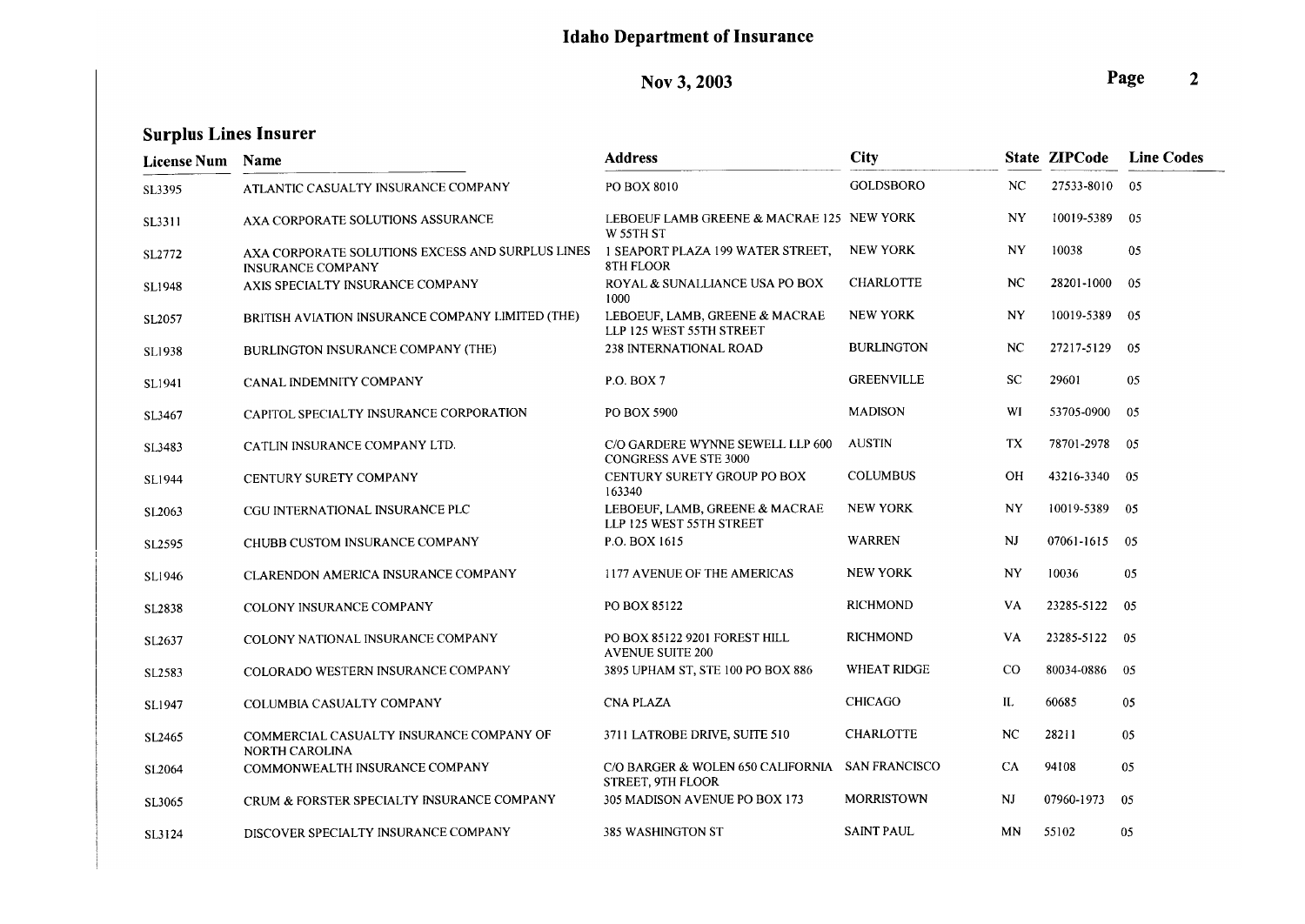# Idaho Department of Insurance

## Nov 3, 2003

### Surplus Lines Insurer

| License Num | Name | Address | City | State | ZIPCode | Line Codes |
|---|---|---|---|---|---|---|
| SL3395 | ATLANTIC CASUALTY INSURANCE COMPANY | PO BOX 8010 | GOLDSBORO | NC | 27533-8010 | 05 |
| SL3311 | AXA CORPORATE SOLUTIONS ASSURANCE | LEBOEUF LAMB GREENE & MACRAE 125 W 55TH ST | NEW YORK | NY | 10019-5389 | 05 |
| SL2772 | AXA CORPORATE SOLUTIONS EXCESS AND SURPLUS LINES INSURANCE COMPANY | 1 SEAPORT PLAZA 199 WATER STREET, 8TH FLOOR | NEW YORK | NY | 10038 | 05 |
| SL1948 | AXIS SPECIALTY INSURANCE COMPANY | ROYAL & SUNALLIANCE USA PO BOX 1000 | CHARLOTTE | NC | 28201-1000 | 05 |
| SL2057 | BRITISH AVIATION INSURANCE COMPANY LIMITED (THE) | LEBOEUF, LAMB, GREENE & MACRAE LLP 125 WEST 55TH STREET | NEW YORK | NY | 10019-5389 | 05 |
| SL1938 | BURLINGTON INSURANCE COMPANY (THE) | 238 INTERNATIONAL ROAD | BURLINGTON | NC | 27217-5129 | 05 |
| SL1941 | CANAL INDEMNITY COMPANY | P.O. BOX 7 | GREENVILLE | SC | 29601 | 05 |
| SL3467 | CAPITOL SPECIALTY INSURANCE CORPORATION | PO BOX 5900 | MADISON | WI | 53705-0900 | 05 |
| SL3483 | CATLIN INSURANCE COMPANY LTD. | C/O GARDERE WYNNE SEWELL LLP 600 CONGRESS AVE STE 3000 | AUSTIN | TX | 78701-2978 | 05 |
| SL1944 | CENTURY SURETY COMPANY | CENTURY SURETY GROUP PO BOX 163340 | COLUMBUS | OH | 43216-3340 | 05 |
| SL2063 | CGU INTERNATIONAL INSURANCE PLC | LEBOEUF, LAMB, GREENE & MACRAE LLP 125 WEST 55TH STREET | NEW YORK | NY | 10019-5389 | 05 |
| SL2595 | CHUBB CUSTOM INSURANCE COMPANY | P.O. BOX 1615 | WARREN | NJ | 07061-1615 | 05 |
| SL1946 | CLARENDON AMERICA INSURANCE COMPANY | 1177 AVENUE OF THE AMERICAS | NEW YORK | NY | 10036 | 05 |
| SL2838 | COLONY INSURANCE COMPANY | PO BOX 85122 | RICHMOND | VA | 23285-5122 | 05 |
| SL2637 | COLONY NATIONAL INSURANCE COMPANY | PO BOX 85122 9201 FOREST HILL AVENUE SUITE 200 | RICHMOND | VA | 23285-5122 | 05 |
| SL2583 | COLORADO WESTERN INSURANCE COMPANY | 3895 UPHAM ST, STE 100 PO BOX 886 | WHEAT RIDGE | CO | 80034-0886 | 05 |
| SL1947 | COLUMBIA CASUALTY COMPANY | CNA PLAZA | CHICAGO | IL | 60685 | 05 |
| SL2465 | COMMERCIAL CASUALTY INSURANCE COMPANY OF NORTH CAROLINA | 3711 LATROBE DRIVE, SUITE 510 | CHARLOTTE | NC | 28211 | 05 |
| SL2064 | COMMONWEALTH INSURANCE COMPANY | C/O BARGER & WOLEN 650 CALIFORNIA STREET, 9TH FLOOR | SAN FRANCISCO | CA | 94108 | 05 |
| SL3065 | CRUM & FORSTER SPECIALTY INSURANCE COMPANY | 305 MADISON AVENUE PO BOX 173 | MORRISTOWN | NJ | 07960-1973 | 05 |
| SL3124 | DISCOVER SPECIALTY INSURANCE COMPANY | 385 WASHINGTON ST | SAINT PAUL | MN | 55102 | 05 |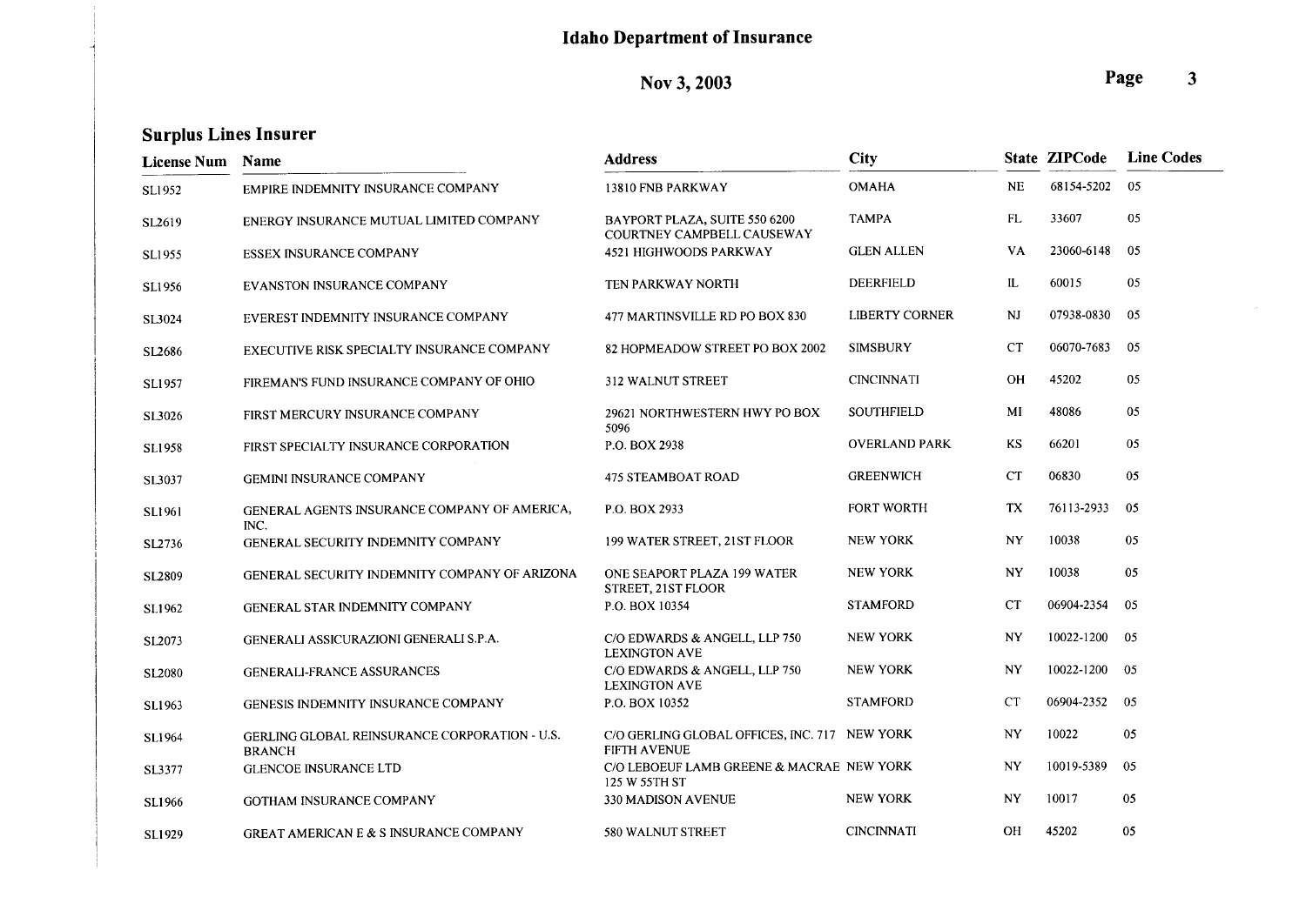## Idaho Department of Insurance

**Nov 3, 2003**

## Surplus Lines Insurer

| License Num | Name | Address | City | State | ZIPCode | Line Codes |
|---|---|---|---|---|---|---|
| SL1952 | EMPIRE INDEMNITY INSURANCE COMPANY | 13810 FNB PARKWAY | OMAHA | NE | 68154-5202 | 05 |
| SL2619 | ENERGY INSURANCE MUTUAL LIMITED COMPANY | BAYPORT PLAZA, SUITE 550 6200 COURTNEY CAMPBELL CAUSEWAY | TAMPA | FL | 33607 | 05 |
| SL1955 | ESSEX INSURANCE COMPANY | 4521 HIGHWOODS PARKWAY | GLEN ALLEN | VA | 23060-6148 | 05 |
| SL1956 | EVANSTON INSURANCE COMPANY | TEN PARKWAY NORTH | DEERFIELD | IL | 60015 | 05 |
| SL3024 | EVEREST INDEMNITY INSURANCE COMPANY | 477 MARTINSVILLE RD PO BOX 830 | LIBERTY CORNER | NJ | 07938-0830 | 05 |
| SL2686 | EXECUTIVE RISK SPECIALTY INSURANCE COMPANY | 82 HOPMEADOW STREET PO BOX 2002 | SIMSBURY | CT | 06070-7683 | 05 |
| SL1957 | FIREMAN'S FUND INSURANCE COMPANY OF OHIO | 312 WALNUT STREET | CINCINNATI | OH | 45202 | 05 |
| SL3026 | FIRST MERCURY INSURANCE COMPANY | 29621 NORTHWESTERN HWY PO BOX 5096 | SOUTHFIELD | MI | 48086 | 05 |
| SL1958 | FIRST SPECIALTY INSURANCE CORPORATION | P.O. BOX 2938 | OVERLAND PARK | KS | 66201 | 05 |
| SL3037 | GEMINI INSURANCE COMPANY | 475 STEAMBOAT ROAD | GREENWICH | CT | 06830 | 05 |
| SL1961 | GENERAL AGENTS INSURANCE COMPANY OF AMERICA, INC. | P.O. BOX 2933 | FORT WORTH | TX | 76113-2933 | 05 |
| SL2736 | GENERAL SECURITY INDEMNITY COMPANY | 199 WATER STREET, 21ST FLOOR | NEW YORK | NY | 10038 | 05 |
| SL2809 | GENERAL SECURITY INDEMNITY COMPANY OF ARIZONA | ONE SEAPORT PLAZA 199 WATER STREET, 21ST FLOOR | NEW YORK | NY | 10038 | 05 |
| SL1962 | GENERAL STAR INDEMNITY COMPANY | P.O. BOX 10354 | STAMFORD | CT | 06904-2354 | 05 |
| SL2073 | GENERALI ASSICURAZIONI GENERALI S.P.A. | C/O EDWARDS & ANGELL, LLP 750 LEXINGTON AVE | NEW YORK | NY | 10022-1200 | 05 |
| SL2080 | GENERALI-FRANCE ASSURANCES | C/O EDWARDS & ANGELL, LLP 750 LEXINGTON AVE | NEW YORK | NY | 10022-1200 | 05 |
| SL1963 | GENESIS INDEMNITY INSURANCE COMPANY | P.O. BOX 10352 | STAMFORD | CT | 06904-2352 | 05 |
| SL1964 | GERLING GLOBAL REINSURANCE CORPORATION - U.S. BRANCH | C/O GERLING GLOBAL OFFICES, INC. 717 FIFTH AVENUE | NEW YORK | NY | 10022 | 05 |
| SL3377 | GLENCOE INSURANCE LTD | C/O LEBOEUF LAMB GREENE & MACRAE 125 W 55TH ST | NEW YORK | NY | 10019-5389 | 05 |
| SL1966 | GOTHAM INSURANCE COMPANY | 330 MADISON AVENUE | NEW YORK | NY | 10017 | 05 |
| SL1929 | GREAT AMERICAN E & S INSURANCE COMPANY | 580 WALNUT STREET | CINCINNATI | OH | 45202 | 05 |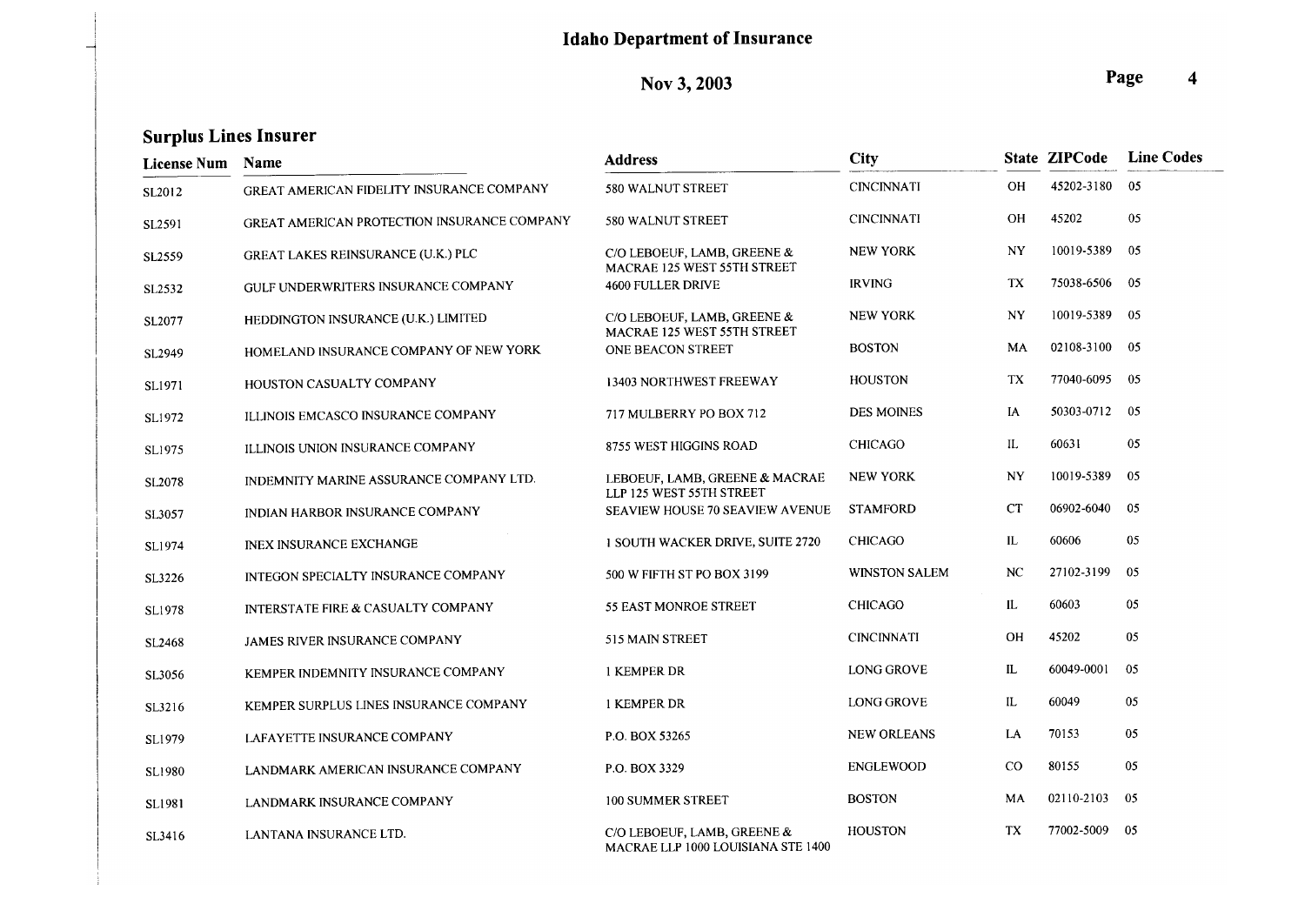# Idaho Department of Insurance

**Nov 3, 2003**

## Surplus Lines Insurer

| License Num | Name | Address | City | State | ZIPCode | Line Codes |
|---|---|---|---|---|---|---|
| SL2012 | GREAT AMERICAN FIDELITY INSURANCE COMPANY | 580 WALNUT STREET | CINCINNATI | OH | 45202-3180 | 05 |
| SL2591 | GREAT AMERICAN PROTECTION INSURANCE COMPANY | 580 WALNUT STREET | CINCINNATI | OH | 45202 | 05 |
| SL2559 | GREAT LAKES REINSURANCE (U.K.) PLC | C/O LEBOEUF, LAMB, GREENE & MACRAE 125 WEST 55TH STREET | NEW YORK | NY | 10019-5389 | 05 |
| SL2532 | GULF UNDERWRITERS INSURANCE COMPANY | 4600 FULLER DRIVE | IRVING | TX | 75038-6506 | 05 |
| SL2077 | HEDDINGTON INSURANCE (U.K.) LIMITED | C/O LEBOEUF, LAMB, GREENE & MACRAE 125 WEST 55TH STREET | NEW YORK | NY | 10019-5389 | 05 |
| SL2949 | HOMELAND INSURANCE COMPANY OF NEW YORK | ONE BEACON STREET | BOSTON | MA | 02108-3100 | 05 |
| SL1971 | HOUSTON CASUALTY COMPANY | 13403 NORTHWEST FREEWAY | HOUSTON | TX | 77040-6095 | 05 |
| SL1972 | ILLINOIS EMCASCO INSURANCE COMPANY | 717 MULBERRY PO BOX 712 | DES MOINES | IA | 50303-0712 | 05 |
| SL1975 | ILLINOIS UNION INSURANCE COMPANY | 8755 WEST HIGGINS ROAD | CHICAGO | IL | 60631 | 05 |
| SL2078 | INDEMNITY MARINE ASSURANCE COMPANY LTD. | LEBOEUF, LAMB, GREENE & MACRAE LLP 125 WEST 55TH STREET | NEW YORK | NY | 10019-5389 | 05 |
| SL3057 | INDIAN HARBOR INSURANCE COMPANY | SEAVIEW HOUSE 70 SEAVIEW AVENUE | STAMFORD | CT | 06902-6040 | 05 |
| SL1974 | INEX INSURANCE EXCHANGE | 1 SOUTH WACKER DRIVE, SUITE 2720 | CHICAGO | IL | 60606 | 05 |
| SL3226 | INTEGON SPECIALTY INSURANCE COMPANY | 500 W FIFTH ST PO BOX 3199 | WINSTON SALEM | NC | 27102-3199 | 05 |
| SL1978 | INTERSTATE FIRE & CASUALTY COMPANY | 55 EAST MONROE STREET | CHICAGO | IL | 60603 | 05 |
| SL2468 | JAMES RIVER INSURANCE COMPANY | 515 MAIN STREET | CINCINNATI | OH | 45202 | 05 |
| SL3056 | KEMPER INDEMNITY INSURANCE COMPANY | 1 KEMPER DR | LONG GROVE | IL | 60049-0001 | 05 |
| SL3216 | KEMPER SURPLUS LINES INSURANCE COMPANY | 1 KEMPER DR | LONG GROVE | IL | 60049 | 05 |
| SL1979 | LAFAYETTE INSURANCE COMPANY | P.O. BOX 53265 | NEW ORLEANS | LA | 70153 | 05 |
| SL1980 | LANDMARK AMERICAN INSURANCE COMPANY | P.O. BOX 3329 | ENGLEWOOD | CO | 80155 | 05 |
| SL1981 | LANDMARK INSURANCE COMPANY | 100 SUMMER STREET | BOSTON | MA | 02110-2103 | 05 |
| SL3416 | LANTANA INSURANCE LTD. | C/O LEBOEUF, LAMB, GREENE & MACRAE LLP 1000 LOUISIANA STE 1400 | HOUSTON | TX | 77002-5009 | 05 |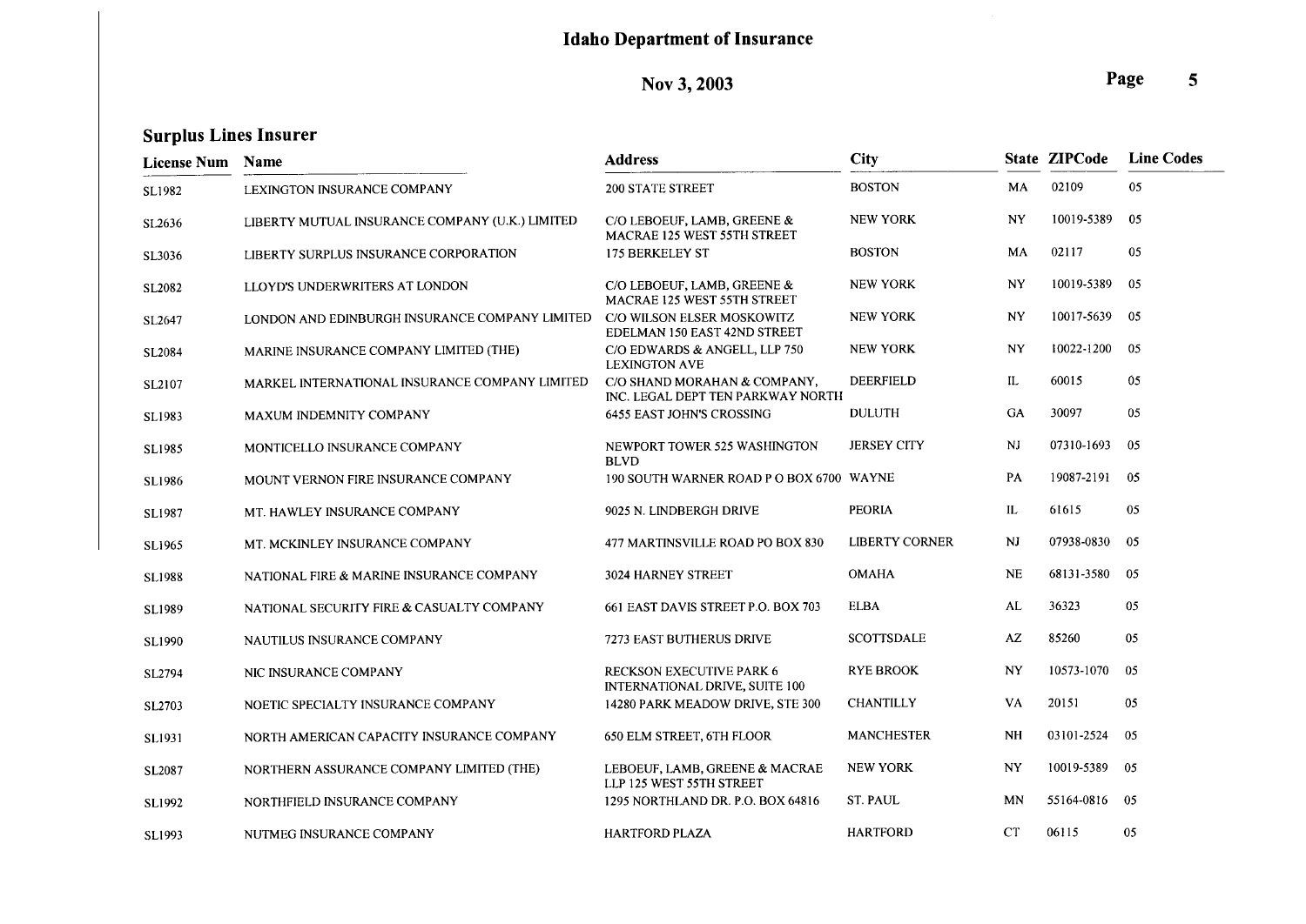## Surplus Lines Insurer

| License Num | Name | Address | City | State | ZIPCode | Line Codes |
|---|---|---|---|---|---|---|
| SL1982 | LEXINGTON INSURANCE COMPANY | 200 STATE STREET | BOSTON | MA | 02109 | 05 |
| SL2636 | LIBERTY MUTUAL INSURANCE COMPANY (U.K.) LIMITED | C/O LEBOEUF, LAMB, GREENE & MACRAE 125 WEST 55TH STREET | NEW YORK | NY | 10019-5389 | 05 |
| SL3036 | LIBERTY SURPLUS INSURANCE CORPORATION | 175 BERKELEY ST | BOSTON | MA | 02117 | 05 |
| SL2082 | LLOYD'S UNDERWRITERS AT LONDON | C/O LEBOEUF, LAMB, GREENE & MACRAE 125 WEST 55TH STREET | NEW YORK | NY | 10019-5389 | 05 |
| SL2647 | LONDON AND EDINBURGH INSURANCE COMPANY LIMITED | C/O WILSON ELSER MOSKOWITZ EDELMAN 150 EAST 42ND STREET | NEW YORK | NY | 10017-5639 | 05 |
| SL2084 | MARINE INSURANCE COMPANY LIMITED (THE) | C/O EDWARDS & ANGELL, LLP 750 LEXINGTON AVE | NEW YORK | NY | 10022-1200 | 05 |
| SL2107 | MARKEL INTERNATIONAL INSURANCE COMPANY LIMITED | C/O SHAND MORAHAN & COMPANY, INC. LEGAL DEPT TEN PARKWAY NORTH | DEERFIELD | IL | 60015 | 05 |
| SL1983 | MAXUM INDEMNITY COMPANY | 6455 EAST JOHN'S CROSSING | DULUTH | GA | 30097 | 05 |
| SL1985 | MONTICELLO INSURANCE COMPANY | NEWPORT TOWER 525 WASHINGTON BLVD | JERSEY CITY | NJ | 07310-1693 | 05 |
| SL1986 | MOUNT VERNON FIRE INSURANCE COMPANY | 190 SOUTH WARNER ROAD P O BOX 6700 | WAYNE | PA | 19087-2191 | 05 |
| SL1987 | MT. HAWLEY INSURANCE COMPANY | 9025 N. LINDBERGH DRIVE | PEORIA | IL | 61615 | 05 |
| SL1965 | MT. MCKINLEY INSURANCE COMPANY | 477 MARTINSVILLE ROAD PO BOX 830 | LIBERTY CORNER | NJ | 07938-0830 | 05 |
| SL1988 | NATIONAL FIRE & MARINE INSURANCE COMPANY | 3024 HARNEY STREET | OMAHA | NE | 68131-3580 | 05 |
| SL1989 | NATIONAL SECURITY FIRE & CASUALTY COMPANY | 661 EAST DAVIS STREET P.O. BOX 703 | ELBA | AL | 36323 | 05 |
| SL1990 | NAUTILUS INSURANCE COMPANY | 7273 EAST BUTHERUS DRIVE | SCOTTSDALE | AZ | 85260 | 05 |
| SL2794 | NIC INSURANCE COMPANY | RECKSON EXECUTIVE PARK 6 INTERNATIONAL DRIVE, SUITE 100 | RYE BROOK | NY | 10573-1070 | 05 |
| SL2703 | NOETIC SPECIALTY INSURANCE COMPANY | 14280 PARK MEADOW DRIVE, STE 300 | CHANTILLY | VA | 20151 | 05 |
| SL1931 | NORTH AMERICAN CAPACITY INSURANCE COMPANY | 650 ELM STREET, 6TH FLOOR | MANCHESTER | NH | 03101-2524 | 05 |
| SL2087 | NORTHERN ASSURANCE COMPANY LIMITED (THE) | LEBOEUF, LAMB, GREENE & MACRAE LLP 125 WEST 55TH STREET | NEW YORK | NY | 10019-5389 | 05 |
| SL1992 | NORTHFIELD INSURANCE COMPANY | 1295 NORTHLAND DR. P.O. BOX 64816 | ST. PAUL | MN | 55164-0816 | 05 |
| SL1993 | NUTMEG INSURANCE COMPANY | HARTFORD PLAZA | HARTFORD | CT | 06115 | 05 |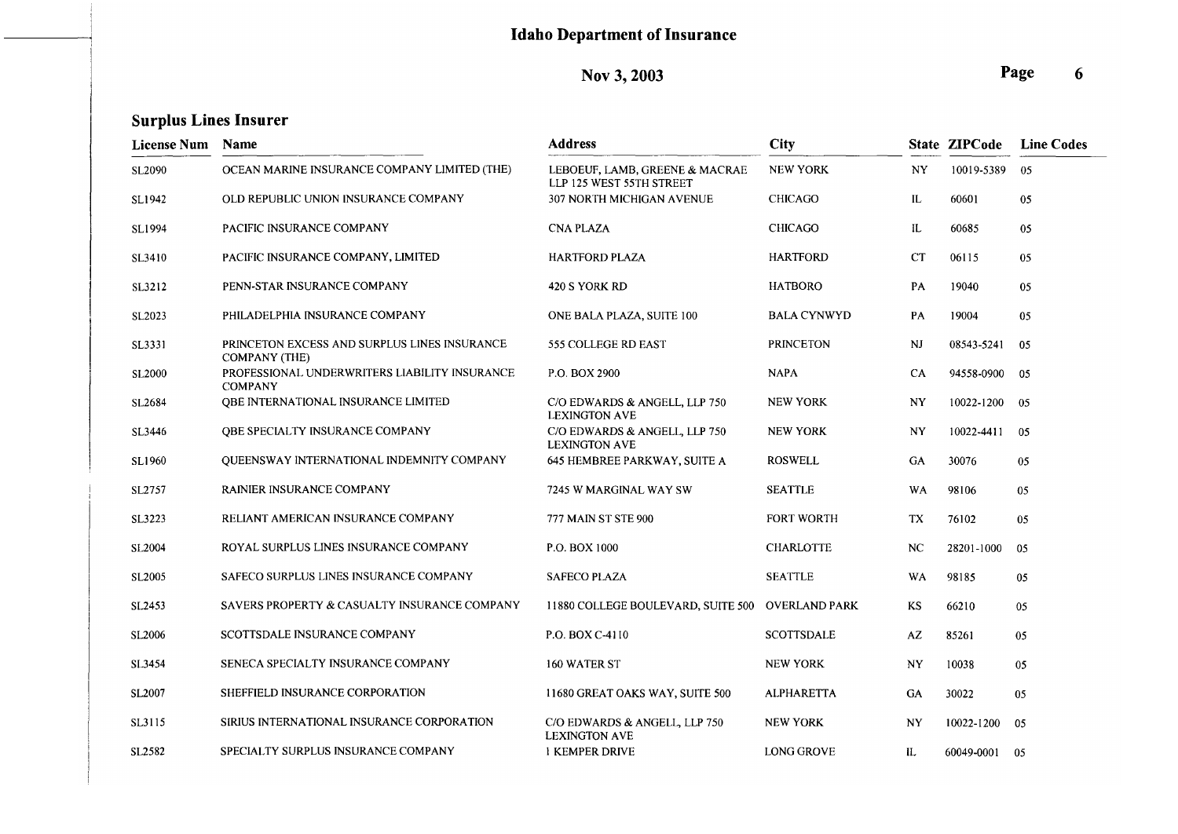# Idaho Department of Insurance

**Nov 3, 2003**

## Surplus Lines Insurer

| License Num | Name | Address | City | State | ZIPCode | Line Codes |
|---|---|---|---|---|---|---|
| SL2090 | OCEAN MARINE INSURANCE COMPANY LIMITED (THE) | LEBOEUF, LAMB, GREENE & MACRAE LLP 125 WEST 55TH STREET | NEW YORK | NY | 10019-5389 | 05 |
| SL1942 | OLD REPUBLIC UNION INSURANCE COMPANY | 307 NORTH MICHIGAN AVENUE | CHICAGO | IL | 60601 | 05 |
| SL1994 | PACIFIC INSURANCE COMPANY | CNA PLAZA | CHICAGO | IL | 60685 | 05 |
| SL3410 | PACIFIC INSURANCE COMPANY, LIMITED | HARTFORD PLAZA | HARTFORD | CT | 06115 | 05 |
| SL3212 | PENN-STAR INSURANCE COMPANY | 420 S YORK RD | HATBORO | PA | 19040 | 05 |
| SL2023 | PHILADELPHIA INSURANCE COMPANY | ONE BALA PLAZA, SUITE 100 | BALA CYNWYD | PA | 19004 | 05 |
| SL3331 | PRINCETON EXCESS AND SURPLUS LINES INSURANCE COMPANY (THE) | 555 COLLEGE RD EAST | PRINCETON | NJ | 08543-5241 | 05 |
| SL2000 | PROFESSIONAL UNDERWRITERS LIABILITY INSURANCE COMPANY | P.O. BOX 2900 | NAPA | CA | 94558-0900 | 05 |
| SL2684 | QBE INTERNATIONAL INSURANCE LIMITED | C/O EDWARDS & ANGELL, LLP 750 LEXINGTON AVE | NEW YORK | NY | 10022-1200 | 05 |
| SL3446 | QBE SPECIALTY INSURANCE COMPANY | C/O EDWARDS & ANGELL, LLP 750 LEXINGTON AVE | NEW YORK | NY | 10022-4411 | 05 |
| SL1960 | QUEENSWAY INTERNATIONAL INDEMNITY COMPANY | 645 HEMBREE PARKWAY, SUITE A | ROSWELL | GA | 30076 | 05 |
| SL2757 | RAINIER INSURANCE COMPANY | 7245 W MARGINAL WAY SW | SEATTLE | WA | 98106 | 05 |
| SL3223 | RELIANT AMERICAN INSURANCE COMPANY | 777 MAIN ST STE 900 | FORT WORTH | TX | 76102 | 05 |
| SL2004 | ROYAL SURPLUS LINES INSURANCE COMPANY | P.O. BOX 1000 | CHARLOTTE | NC | 28201-1000 | 05 |
| SL2005 | SAFECO SURPLUS LINES INSURANCE COMPANY | SAFECO PLAZA | SEATTLE | WA | 98185 | 05 |
| SL2453 | SAVERS PROPERTY & CASUALTY INSURANCE COMPANY | 11880 COLLEGE BOULEVARD, SUITE 500 | OVERLAND PARK | KS | 66210 | 05 |
| SL2006 | SCOTTSDALE INSURANCE COMPANY | P.O. BOX C-4110 | SCOTTSDALE | AZ | 85261 | 05 |
| SL3454 | SENECA SPECIALTY INSURANCE COMPANY | 160 WATER ST | NEW YORK | NY | 10038 | 05 |
| SL2007 | SHEFFIELD INSURANCE CORPORATION | 11680 GREAT OAKS WAY, SUITE 500 | ALPHARETTA | GA | 30022 | 05 |
| SL3115 | SIRIUS INTERNATIONAL INSURANCE CORPORATION | C/O EDWARDS & ANGELL, LLP 750 LEXINGTON AVE | NEW YORK | NY | 10022-1200 | 05 |
| SL2582 | SPECIALTY SURPLUS INSURANCE COMPANY | 1 KEMPER DRIVE | LONG GROVE | IL | 60049-0001 | 05 |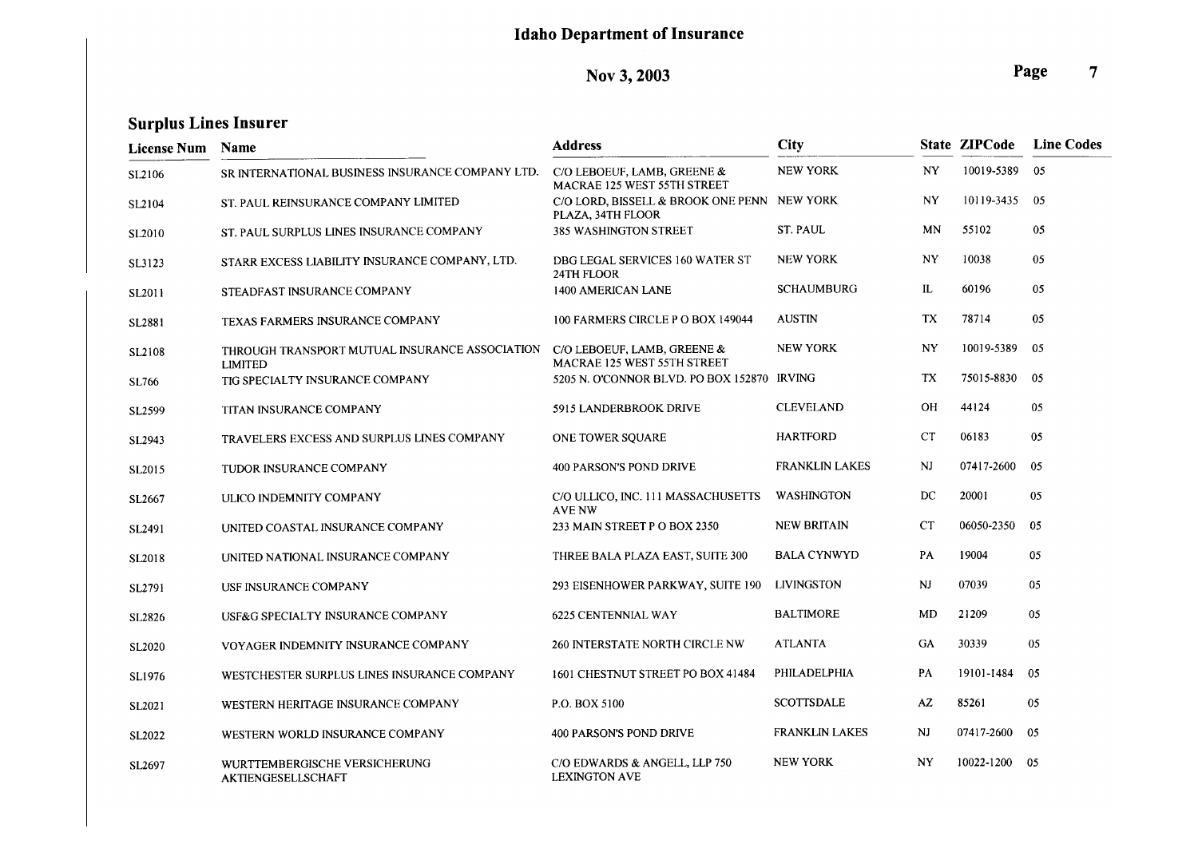## Idaho Department of Insurance

**Nov 3, 2003**

### Surplus Lines Insurer

| License Num | Name | Address | City | State | ZIPCode | Line Codes |
|---|---|---|---|---|---|---|
| SL2106 | SR INTERNATIONAL BUSINESS INSURANCE COMPANY LTD. | C/O LEBOEUF, LAMB, GREENE & MACRAE 125 WEST 55TH STREET | NEW YORK | NY | 10019-5389 | 05 |
| SL2104 | ST. PAUL REINSURANCE COMPANY LIMITED | C/O LORD, BISSELL & BROOK ONE PENN PLAZA, 34TH FLOOR | NEW YORK | NY | 10119-3435 | 05 |
| SL2010 | ST. PAUL SURPLUS LINES INSURANCE COMPANY | 385 WASHINGTON STREET | ST. PAUL | MN | 55102 | 05 |
| SL3123 | STARR EXCESS LIABILITY INSURANCE COMPANY, LTD. | DBG LEGAL SERVICES 160 WATER ST 24TH FLOOR | NEW YORK | NY | 10038 | 05 |
| SL2011 | STEADFAST INSURANCE COMPANY | 1400 AMERICAN LANE | SCHAUMBURG | IL | 60196 | 05 |
| SL2881 | TEXAS FARMERS INSURANCE COMPANY | 100 FARMERS CIRCLE P O BOX 149044 | AUSTIN | TX | 78714 | 05 |
| SL2108 | THROUGH TRANSPORT MUTUAL INSURANCE ASSOCIATION LIMITED | C/O LEBOEUF, LAMB, GREENE & MACRAE 125 WEST 55TH STREET | NEW YORK | NY | 10019-5389 | 05 |
| SL766 | TIG SPECIALTY INSURANCE COMPANY | 5205 N. O'CONNOR BLVD. PO BOX 152870 | IRVING | TX | 75015-8830 | 05 |
| SL2599 | TITAN INSURANCE COMPANY | 5915 LANDERBROOK DRIVE | CLEVELAND | OH | 44124 | 05 |
| SL2943 | TRAVELERS EXCESS AND SURPLUS LINES COMPANY | ONE TOWER SQUARE | HARTFORD | CT | 06183 | 05 |
| SL2015 | TUDOR INSURANCE COMPANY | 400 PARSON'S POND DRIVE | FRANKLIN LAKES | NJ | 07417-2600 | 05 |
| SL2667 | ULICO INDEMNITY COMPANY | C/O ULLICO, INC. 111 MASSACHUSETTS AVE NW | WASHINGTON | DC | 20001 | 05 |
| SL2491 | UNITED COASTAL INSURANCE COMPANY | 233 MAIN STREET P O BOX 2350 | NEW BRITAIN | CT | 06050-2350 | 05 |
| SL2018 | UNITED NATIONAL INSURANCE COMPANY | THREE BALA PLAZA EAST, SUITE 300 | BALA CYNWYD | PA | 19004 | 05 |
| SL2791 | USF INSURANCE COMPANY | 293 EISENHOWER PARKWAY, SUITE 190 | LIVINGSTON | NJ | 07039 | 05 |
| SL2826 | USF&G SPECIALTY INSURANCE COMPANY | 6225 CENTENNIAL WAY | BALTIMORE | MD | 21209 | 05 |
| SL2020 | VOYAGER INDEMNITY INSURANCE COMPANY | 260 INTERSTATE NORTH CIRCLE NW | ATLANTA | GA | 30339 | 05 |
| SL1976 | WESTCHESTER SURPLUS LINES INSURANCE COMPANY | 1601 CHESTNUT STREET PO BOX 41484 | PHILADELPHIA | PA | 19101-1484 | 05 |
| SL2021 | WESTERN HERITAGE INSURANCE COMPANY | P.O. BOX 5100 | SCOTTSDALE | AZ | 85261 | 05 |
| SL2022 | WESTERN WORLD INSURANCE COMPANY | 400 PARSON'S POND DRIVE | FRANKLIN LAKES | NJ | 07417-2600 | 05 |
| SL2697 | WURTTEMBERGISCHE VERSICHERUNG AKTIENGESELLSCHAFT | C/O EDWARDS & ANGELL, LLP 750 LEXINGTON AVE | NEW YORK | NY | 10022-1200 | 05 |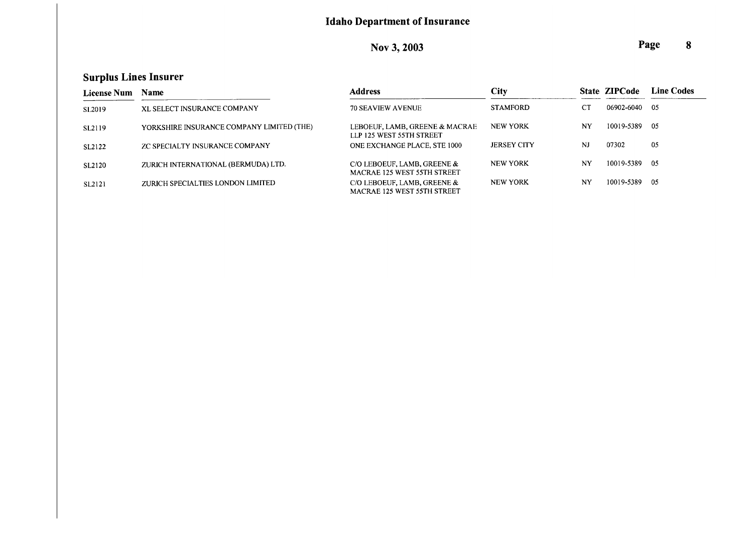# Idaho Department of Insurance

Nov 3, 2003

## Surplus Lines Insurer

| License Num | Name | Address | City | State | ZIPCode | Line Codes |
|---|---|---|---|---|---|---|
| SL2019 | XL SELECT INSURANCE COMPANY | 70 SEAVIEW AVENUE | STAMFORD | CT | 06902-6040 | 05 |
| SL2119 | YORKSHIRE INSURANCE COMPANY LIMITED (THE) | LEBOEUF, LAMB, GREENE & MACRAE LLP 125 WEST 55TH STREET | NEW YORK | NY | 10019-5389 | 05 |
| SL2122 | ZC SPECIALTY INSURANCE COMPANY | ONE EXCHANGE PLACE, STE 1000 | JERSEY CITY | NJ | 07302 | 05 |
| SL2120 | ZURICH INTERNATIONAL (BERMUDA) LTD. | C/O LEBOEUF, LAMB, GREENE & MACRAE 125 WEST 55TH STREET | NEW YORK | NY | 10019-5389 | 05 |
| SL2121 | ZURICH SPECIALTIES LONDON LIMITED | C/O LEBOEUF, LAMB, GREENE & MACRAE 125 WEST 55TH STREET | NEW YORK | NY | 10019-5389 | 05 |